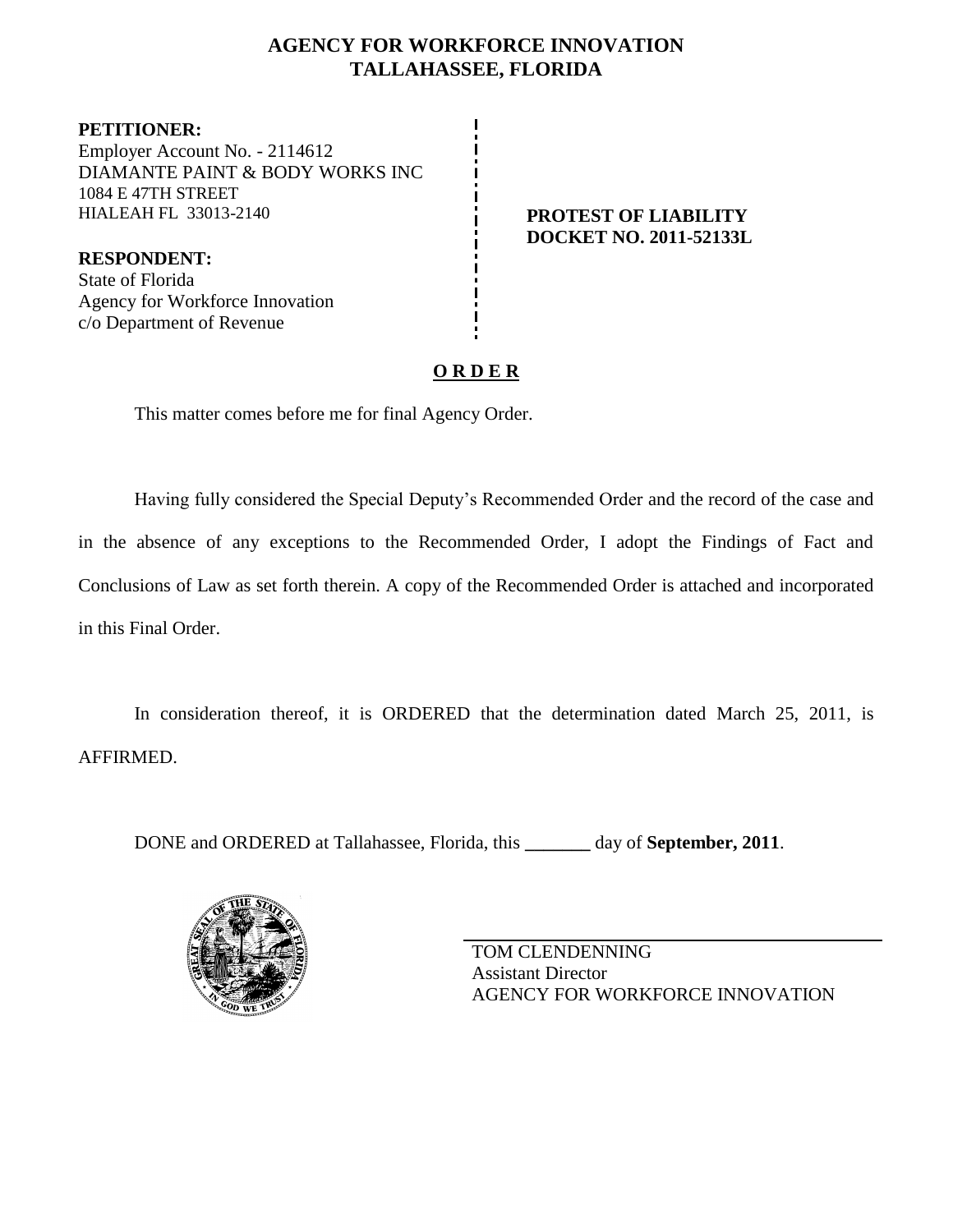# AGENCY FOR WORKFORCE INNOVATION
# TALLAHASSEE, FLORIDA

**PETITIONER:**
Employer Account No. - 2114612
DIAMANTE PAINT & BODY WORKS INC
1084 E 47TH STREET
HIALEAH FL 33013-2140

**RESPONDENT:**
State of Florida
Agency for Workforce Innovation
c/o Department of Revenue

**PROTEST OF LIABILITY**
**DOCKET NO. 2011-52133L**

## O R D E R

This matter comes before me for final Agency Order.

Having fully considered the Special Deputy's Recommended Order and the record of the case and in the absence of any exceptions to the Recommended Order, I adopt the Findings of Fact and Conclusions of Law as set forth therein. A copy of the Recommended Order is attached and incorporated in this Final Order.

In consideration thereof, it is ORDERED that the determination dated March 25, 2011, is AFFIRMED.

DONE and ORDERED at Tallahassee, Florida, this _______ day of **September, 2011**.

TOM CLENDENNING
Assistant Director
AGENCY FOR WORKFORCE INNOVATION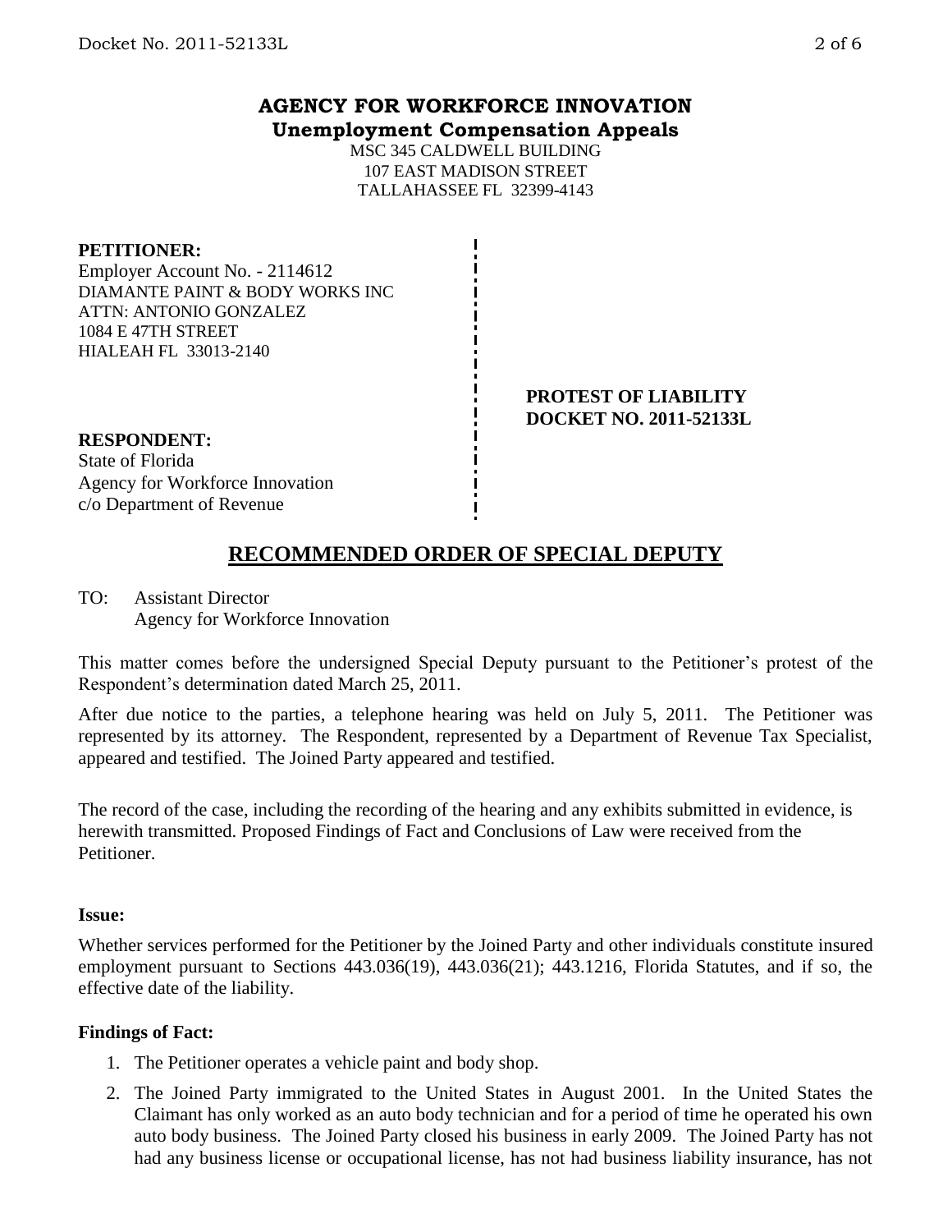# AGENCY FOR WORKFORCE INNOVATION
## Unemployment Compensation Appeals

MSC 345 CALDWELL BUILDING
107 EAST MADISON STREET
TALLAHASSEE FL 32399-4143

**PETITIONER:**
Employer Account No. - 2114612
DIAMANTE PAINT & BODY WORKS INC
ATTN: ANTONIO GONZALEZ
1084 E 47TH STREET
HIALEAH FL 33013-2140

**PROTEST OF LIABILITY**
**DOCKET NO. 2011-52133L**

**RESPONDENT:**
State of Florida
Agency for Workforce Innovation
c/o Department of Revenue

## RECOMMENDED ORDER OF SPECIAL DEPUTY

TO: Assistant Director
Agency for Workforce Innovation

This matter comes before the undersigned Special Deputy pursuant to the Petitioner's protest of the Respondent's determination dated March 25, 2011.

After due notice to the parties, a telephone hearing was held on July 5, 2011. The Petitioner was represented by its attorney. The Respondent, represented by a Department of Revenue Tax Specialist, appeared and testified. The Joined Party appeared and testified.

The record of the case, including the recording of the hearing and any exhibits submitted in evidence, is herewith transmitted. Proposed Findings of Fact and Conclusions of Law were received from the Petitioner.

**Issue:**

Whether services performed for the Petitioner by the Joined Party and other individuals constitute insured employment pursuant to Sections 443.036(19), 443.036(21); 443.1216, Florida Statutes, and if so, the effective date of the liability.

**Findings of Fact:**

1. The Petitioner operates a vehicle paint and body shop.
2. The Joined Party immigrated to the United States in August 2001. In the United States the Claimant has only worked as an auto body technician and for a period of time he operated his own auto body business. The Joined Party closed his business in early 2009. The Joined Party has not had any business license or occupational license, has not had business liability insurance, has not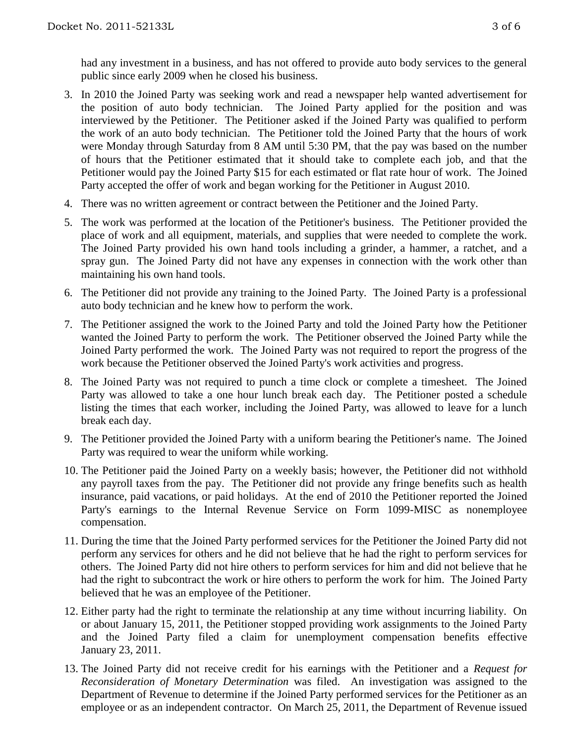had any investment in a business, and has not offered to provide auto body services to the general public since early 2009 when he closed his business.

3. In 2010 the Joined Party was seeking work and read a newspaper help wanted advertisement for the position of auto body technician. The Joined Party applied for the position and was interviewed by the Petitioner. The Petitioner asked if the Joined Party was qualified to perform the work of an auto body technician. The Petitioner told the Joined Party that the hours of work were Monday through Saturday from 8 AM until 5:30 PM, that the pay was based on the number of hours that the Petitioner estimated that it should take to complete each job, and that the Petitioner would pay the Joined Party $15 for each estimated or flat rate hour of work. The Joined Party accepted the offer of work and began working for the Petitioner in August 2010.

4. There was no written agreement or contract between the Petitioner and the Joined Party.

5. The work was performed at the location of the Petitioner's business. The Petitioner provided the place of work and all equipment, materials, and supplies that were needed to complete the work. The Joined Party provided his own hand tools including a grinder, a hammer, a ratchet, and a spray gun. The Joined Party did not have any expenses in connection with the work other than maintaining his own hand tools.

6. The Petitioner did not provide any training to the Joined Party. The Joined Party is a professional auto body technician and he knew how to perform the work.

7. The Petitioner assigned the work to the Joined Party and told the Joined Party how the Petitioner wanted the Joined Party to perform the work. The Petitioner observed the Joined Party while the Joined Party performed the work. The Joined Party was not required to report the progress of the work because the Petitioner observed the Joined Party's work activities and progress.

8. The Joined Party was not required to punch a time clock or complete a timesheet. The Joined Party was allowed to take a one hour lunch break each day. The Petitioner posted a schedule listing the times that each worker, including the Joined Party, was allowed to leave for a lunch break each day.

9. The Petitioner provided the Joined Party with a uniform bearing the Petitioner's name. The Joined Party was required to wear the uniform while working.

10. The Petitioner paid the Joined Party on a weekly basis; however, the Petitioner did not withhold any payroll taxes from the pay. The Petitioner did not provide any fringe benefits such as health insurance, paid vacations, or paid holidays. At the end of 2010 the Petitioner reported the Joined Party's earnings to the Internal Revenue Service on Form 1099-MISC as nonemployee compensation.

11. During the time that the Joined Party performed services for the Petitioner the Joined Party did not perform any services for others and he did not believe that he had the right to perform services for others. The Joined Party did not hire others to perform services for him and did not believe that he had the right to subcontract the work or hire others to perform the work for him. The Joined Party believed that he was an employee of the Petitioner.

12. Either party had the right to terminate the relationship at any time without incurring liability. On or about January 15, 2011, the Petitioner stopped providing work assignments to the Joined Party and the Joined Party filed a claim for unemployment compensation benefits effective January 23, 2011.

13. The Joined Party did not receive credit for his earnings with the Petitioner and a *Request for Reconsideration of Monetary Determination* was filed. An investigation was assigned to the Department of Revenue to determine if the Joined Party performed services for the Petitioner as an employee or as an independent contractor. On March 25, 2011, the Department of Revenue issued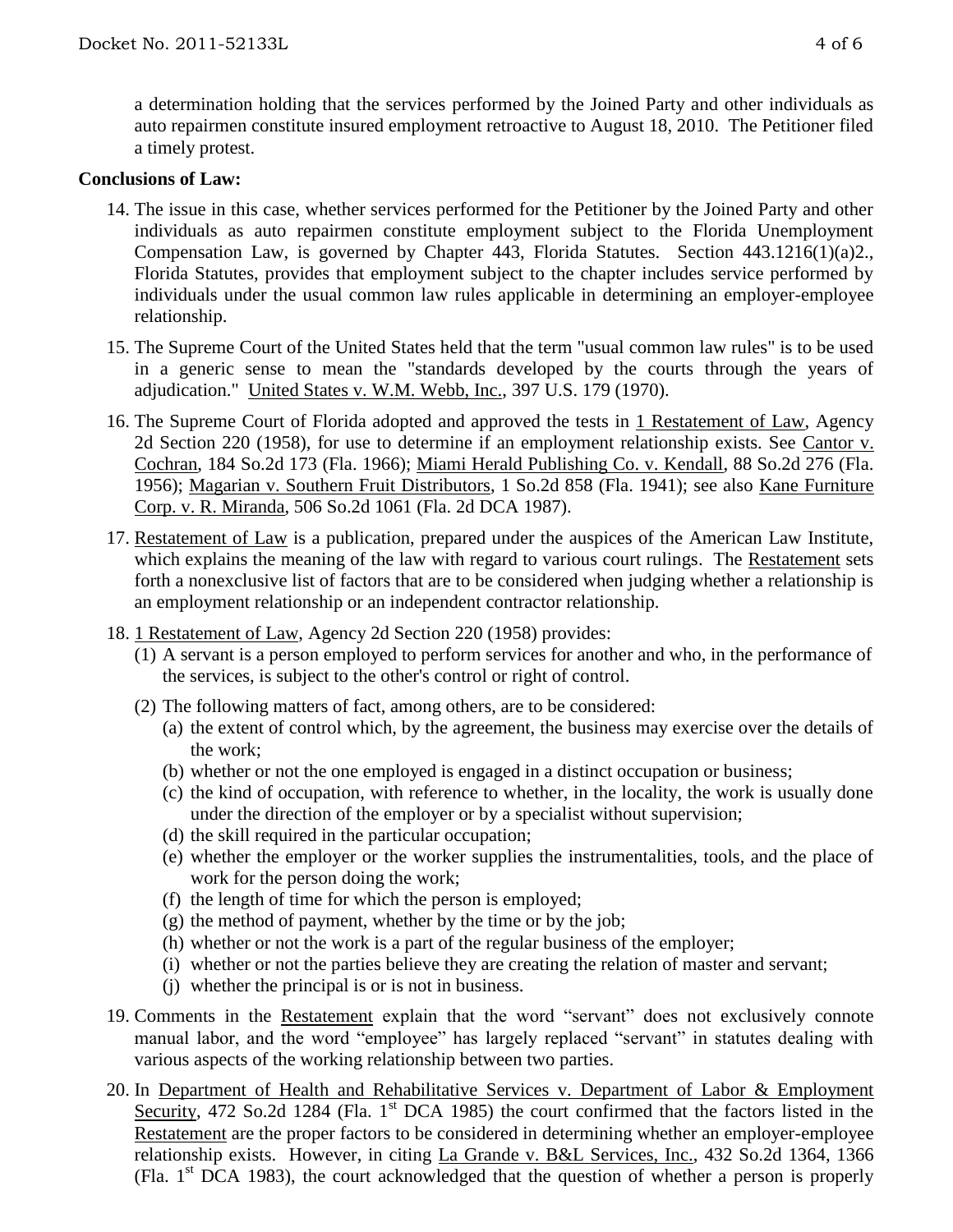a determination holding that the services performed by the Joined Party and other individuals as auto repairmen constitute insured employment retroactive to August 18, 2010. The Petitioner filed a timely protest.

**Conclusions of Law:**

14. The issue in this case, whether services performed for the Petitioner by the Joined Party and other individuals as auto repairmen constitute employment subject to the Florida Unemployment Compensation Law, is governed by Chapter 443, Florida Statutes. Section 443.1216(1)(a)2., Florida Statutes, provides that employment subject to the chapter includes service performed by individuals under the usual common law rules applicable in determining an employer-employee relationship.

15. The Supreme Court of the United States held that the term "usual common law rules" is to be used in a generic sense to mean the "standards developed by the courts through the years of adjudication." United States v. W.M. Webb, Inc., 397 U.S. 179 (1970).

16. The Supreme Court of Florida adopted and approved the tests in 1 Restatement of Law, Agency 2d Section 220 (1958), for use to determine if an employment relationship exists. See Cantor v. Cochran, 184 So.2d 173 (Fla. 1966); Miami Herald Publishing Co. v. Kendall, 88 So.2d 276 (Fla. 1956); Magarian v. Southern Fruit Distributors, 1 So.2d 858 (Fla. 1941); see also Kane Furniture Corp. v. R. Miranda, 506 So.2d 1061 (Fla. 2d DCA 1987).

17. Restatement of Law is a publication, prepared under the auspices of the American Law Institute, which explains the meaning of the law with regard to various court rulings. The Restatement sets forth a nonexclusive list of factors that are to be considered when judging whether a relationship is an employment relationship or an independent contractor relationship.

18. 1 Restatement of Law, Agency 2d Section 220 (1958) provides:
    (1) A servant is a person employed to perform services for another and who, in the performance of the services, is subject to the other's control or right of control.
    (2) The following matters of fact, among others, are to be considered:
        (a) the extent of control which, by the agreement, the business may exercise over the details of the work;
        (b) whether or not the one employed is engaged in a distinct occupation or business;
        (c) the kind of occupation, with reference to whether, in the locality, the work is usually done under the direction of the employer or by a specialist without supervision;
        (d) the skill required in the particular occupation;
        (e) whether the employer or the worker supplies the instrumentalities, tools, and the place of work for the person doing the work;
        (f) the length of time for which the person is employed;
        (g) the method of payment, whether by the time or by the job;
        (h) whether or not the work is a part of the regular business of the employer;
        (i) whether or not the parties believe they are creating the relation of master and servant;
        (j) whether the principal is or is not in business.

19. Comments in the Restatement explain that the word "servant" does not exclusively connote manual labor, and the word "employee" has largely replaced "servant" in statutes dealing with various aspects of the working relationship between two parties.

20. In Department of Health and Rehabilitative Services v. Department of Labor & Employment Security, 472 So.2d 1284 (Fla. 1st DCA 1985) the court confirmed that the factors listed in the Restatement are the proper factors to be considered in determining whether an employer-employee relationship exists. However, in citing La Grande v. B&L Services, Inc., 432 So.2d 1364, 1366 (Fla. 1st DCA 1983), the court acknowledged that the question of whether a person is properly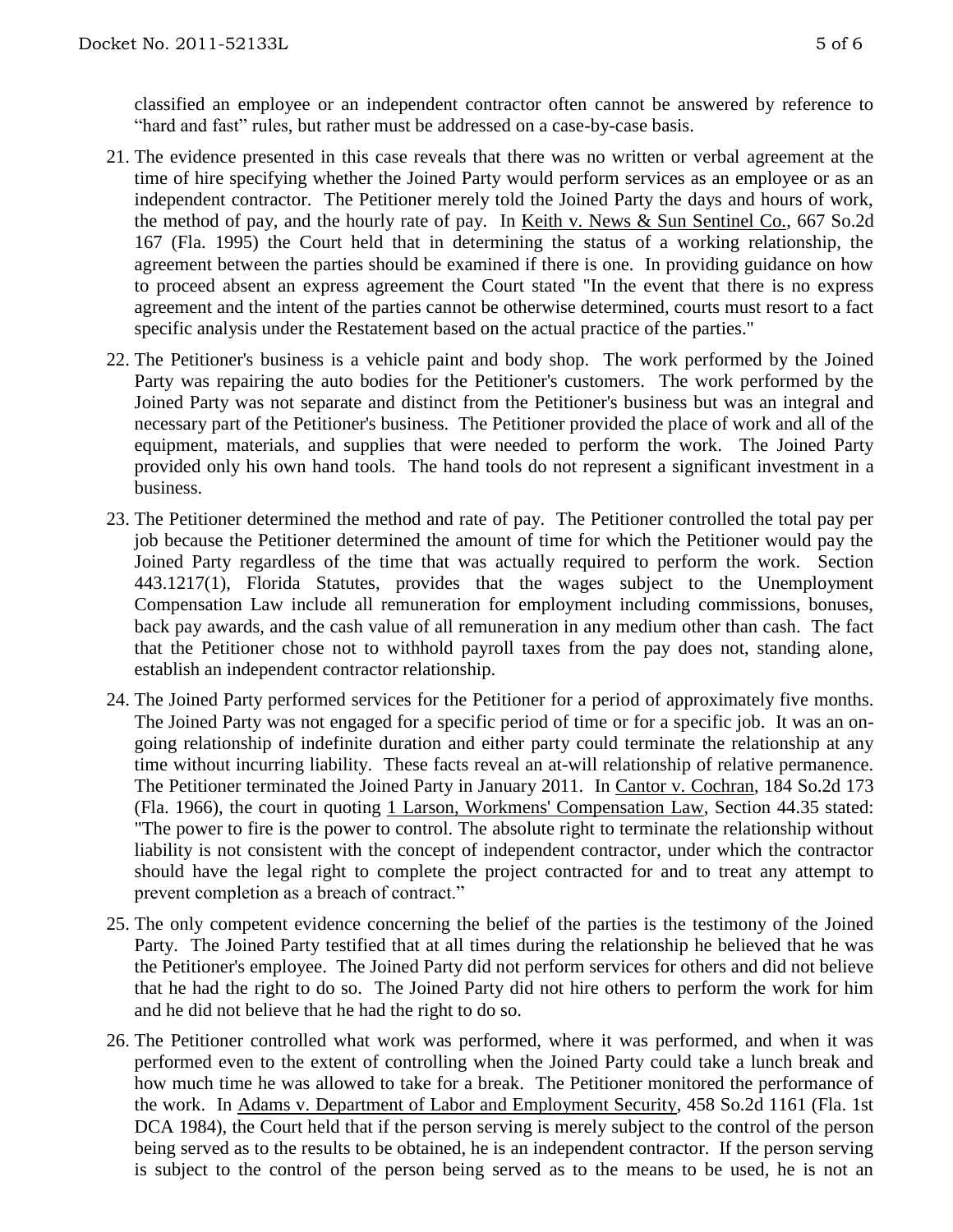classified an employee or an independent contractor often cannot be answered by reference to "hard and fast" rules, but rather must be addressed on a case-by-case basis.

21. The evidence presented in this case reveals that there was no written or verbal agreement at the time of hire specifying whether the Joined Party would perform services as an employee or as an independent contractor. The Petitioner merely told the Joined Party the days and hours of work, the method of pay, and the hourly rate of pay. In Keith v. News & Sun Sentinel Co., 667 So.2d 167 (Fla. 1995) the Court held that in determining the status of a working relationship, the agreement between the parties should be examined if there is one. In providing guidance on how to proceed absent an express agreement the Court stated "In the event that there is no express agreement and the intent of the parties cannot be otherwise determined, courts must resort to a fact specific analysis under the Restatement based on the actual practice of the parties."

22. The Petitioner's business is a vehicle paint and body shop. The work performed by the Joined Party was repairing the auto bodies for the Petitioner's customers. The work performed by the Joined Party was not separate and distinct from the Petitioner's business but was an integral and necessary part of the Petitioner's business. The Petitioner provided the place of work and all of the equipment, materials, and supplies that were needed to perform the work. The Joined Party provided only his own hand tools. The hand tools do not represent a significant investment in a business.

23. The Petitioner determined the method and rate of pay. The Petitioner controlled the total pay per job because the Petitioner determined the amount of time for which the Petitioner would pay the Joined Party regardless of the time that was actually required to perform the work. Section 443.1217(1), Florida Statutes, provides that the wages subject to the Unemployment Compensation Law include all remuneration for employment including commissions, bonuses, back pay awards, and the cash value of all remuneration in any medium other than cash. The fact that the Petitioner chose not to withhold payroll taxes from the pay does not, standing alone, establish an independent contractor relationship.

24. The Joined Party performed services for the Petitioner for a period of approximately five months. The Joined Party was not engaged for a specific period of time or for a specific job. It was an on-going relationship of indefinite duration and either party could terminate the relationship at any time without incurring liability. These facts reveal an at-will relationship of relative permanence. The Petitioner terminated the Joined Party in January 2011. In Cantor v. Cochran, 184 So.2d 173 (Fla. 1966), the court in quoting 1 Larson, Workmens' Compensation Law, Section 44.35 stated: "The power to fire is the power to control. The absolute right to terminate the relationship without liability is not consistent with the concept of independent contractor, under which the contractor should have the legal right to complete the project contracted for and to treat any attempt to prevent completion as a breach of contract."

25. The only competent evidence concerning the belief of the parties is the testimony of the Joined Party. The Joined Party testified that at all times during the relationship he believed that he was the Petitioner's employee. The Joined Party did not perform services for others and did not believe that he had the right to do so. The Joined Party did not hire others to perform the work for him and he did not believe that he had the right to do so.

26. The Petitioner controlled what work was performed, where it was performed, and when it was performed even to the extent of controlling when the Joined Party could take a lunch break and how much time he was allowed to take for a break. The Petitioner monitored the performance of the work. In Adams v. Department of Labor and Employment Security, 458 So.2d 1161 (Fla. 1st DCA 1984), the Court held that if the person serving is merely subject to the control of the person being served as to the results to be obtained, he is an independent contractor. If the person serving is subject to the control of the person being served as to the means to be used, he is not an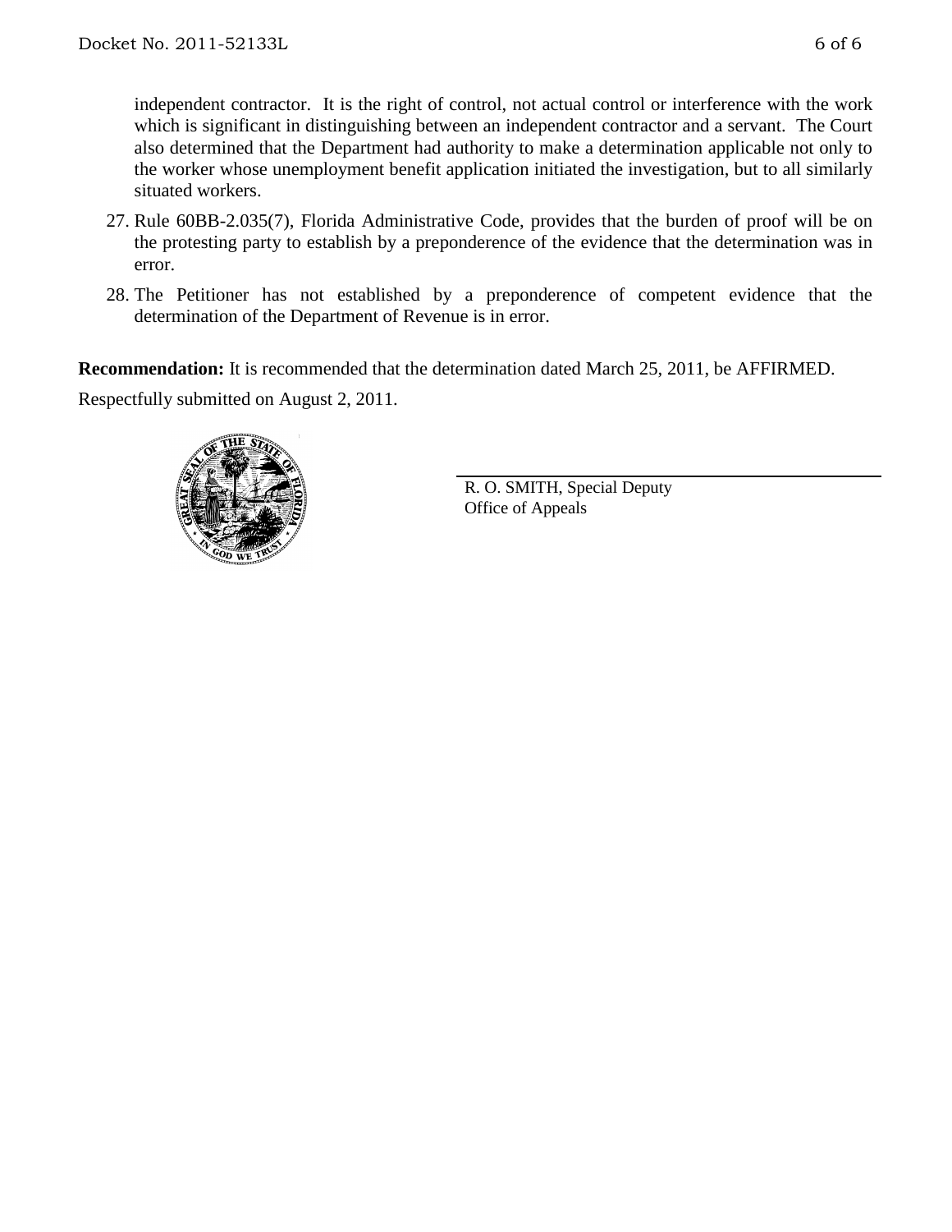independent contractor. It is the right of control, not actual control or interference with the work which is significant in distinguishing between an independent contractor and a servant. The Court also determined that the Department had authority to make a determination applicable not only to the worker whose unemployment benefit application initiated the investigation, but to all similarly situated workers.

27. Rule 60BB-2.035(7), Florida Administrative Code, provides that the burden of proof will be on the protesting party to establish by a preponderence of the evidence that the determination was in error.
28. The Petitioner has not established by a preponderence of competent evidence that the determination of the Department of Revenue is in error.

**Recommendation:** It is recommended that the determination dated March 25, 2011, be AFFIRMED.

Respectfully submitted on August 2, 2011.

R. O. SMITH, Special Deputy
Office of Appeals